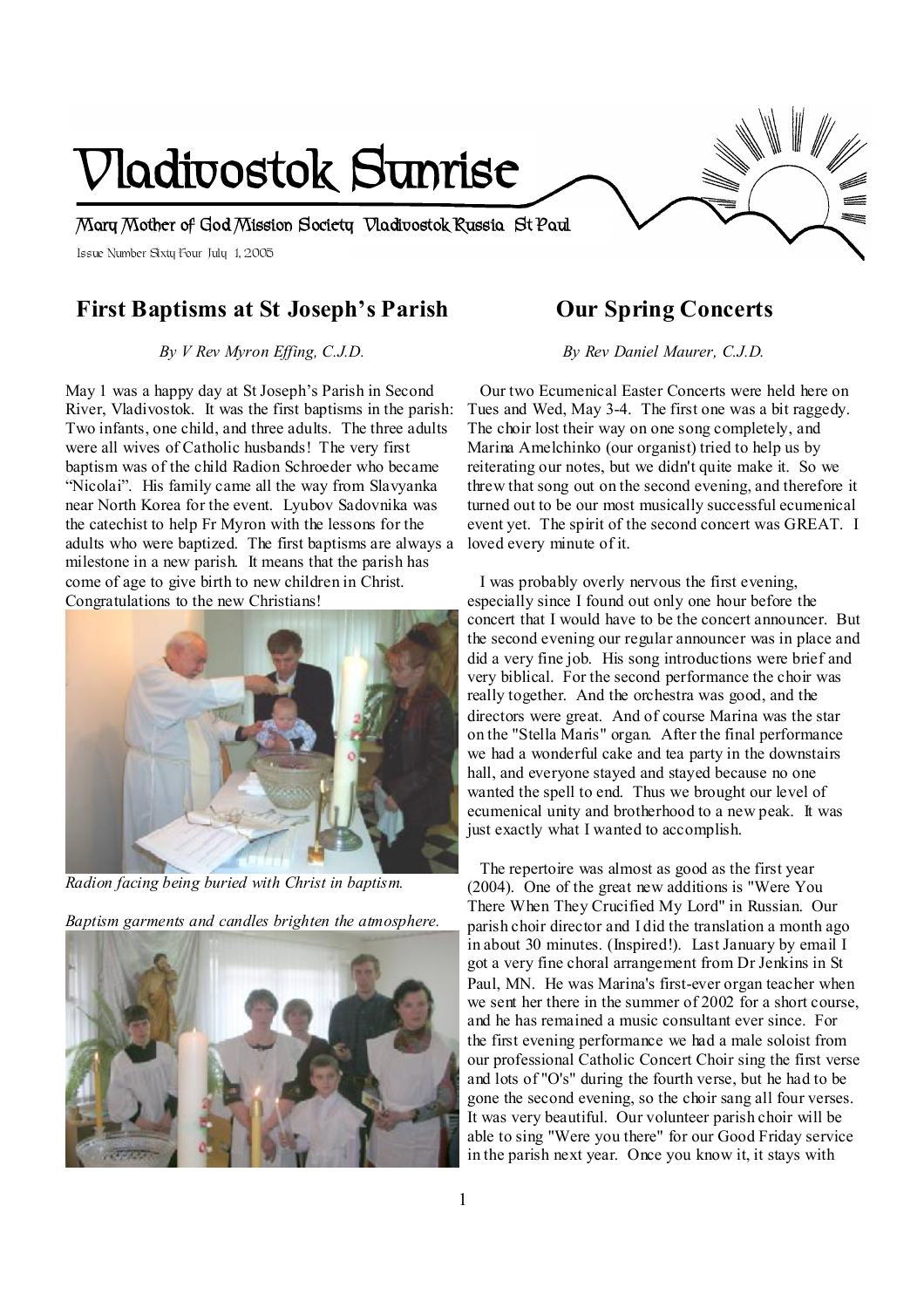# Vladivostok Sunrise

Mary Mother of God Mission Society Vladivostok Russia St Paul

Issue Number Sixty Four July 1, 2005

## First Baptisms at St Joseph's Parish

*By V Rev Myron Effing, C.J.D.*

May 1 was a happy day at St Joseph's Parish in Second River, Vladivostok. It was the first baptisms in the parish: Two infants, one child, and three adults. The three adults were all wives of Catholic husbands! The very first baptism was of the child Radion Schroeder who became "Nicolai". His family came all the way from Slavyanka near North Korea for the event. Lyubov Sadovnika was the catechist to help Fr Myron with the lessons for the adults who were baptized. The first baptisms are always a milestone in a new parish. It means that the parish has come of age to give birth to new children in Christ. Congratulations to the new Christians!

*Radion facing being buried with Christ in baptism.*

*Baptism garments and candles brighten the atmosphere.*

## Our Spring Concerts

*By Rev Daniel Maurer, C.J.D.*

Our two Ecumenical Easter Concerts were held here on Tues and Wed, May 3-4. The first one was a bit raggedy. The choir lost their way on one song completely, and Marina Amelchinko (our organist) tried to help us by reiterating our notes, but we didn't quite make it. So we threw that song out on the second evening, and therefore it turned out to be our most musically successful ecumenical event yet. The spirit of the second concert was GREAT. I loved every minute of it.

I was probably overly nervous the first evening, especially since I found out only one hour before the concert that I would have to be the concert announcer. But the second evening our regular announcer was in place and did a very fine job. His song introductions were brief and very biblical. For the second performance the choir was really together. And the orchestra was good, and the directors were great. And of course Marina was the star on the "Stella Maris" organ. After the final performance we had a wonderful cake and tea party in the downstairs hall, and everyone stayed and stayed because no one wanted the spell to end. Thus we brought our level of ecumenical unity and brotherhood to a new peak. It was just exactly what I wanted to accomplish.

The repertoire was almost as good as the first year (2004). One of the great new additions is "Were You There When They Crucified My Lord" in Russian. Our parish choir director and I did the translation a month ago in about 30 minutes. (Inspired!). Last January by email I got a very fine choral arrangement from Dr Jenkins in St Paul, MN. He was Marina's first-ever organ teacher when we sent her there in the summer of 2002 for a short course, and he has remained a music consultant ever since. For the first evening performance we had a male soloist from our professional Catholic Concert Choir sing the first verse and lots of "O's" during the fourth verse, but he had to be gone the second evening, so the choir sang all four verses. It was very beautiful. Our volunteer parish choir will be able to sing "Were you there" for our Good Friday service in the parish next year. Once you know it, it stays with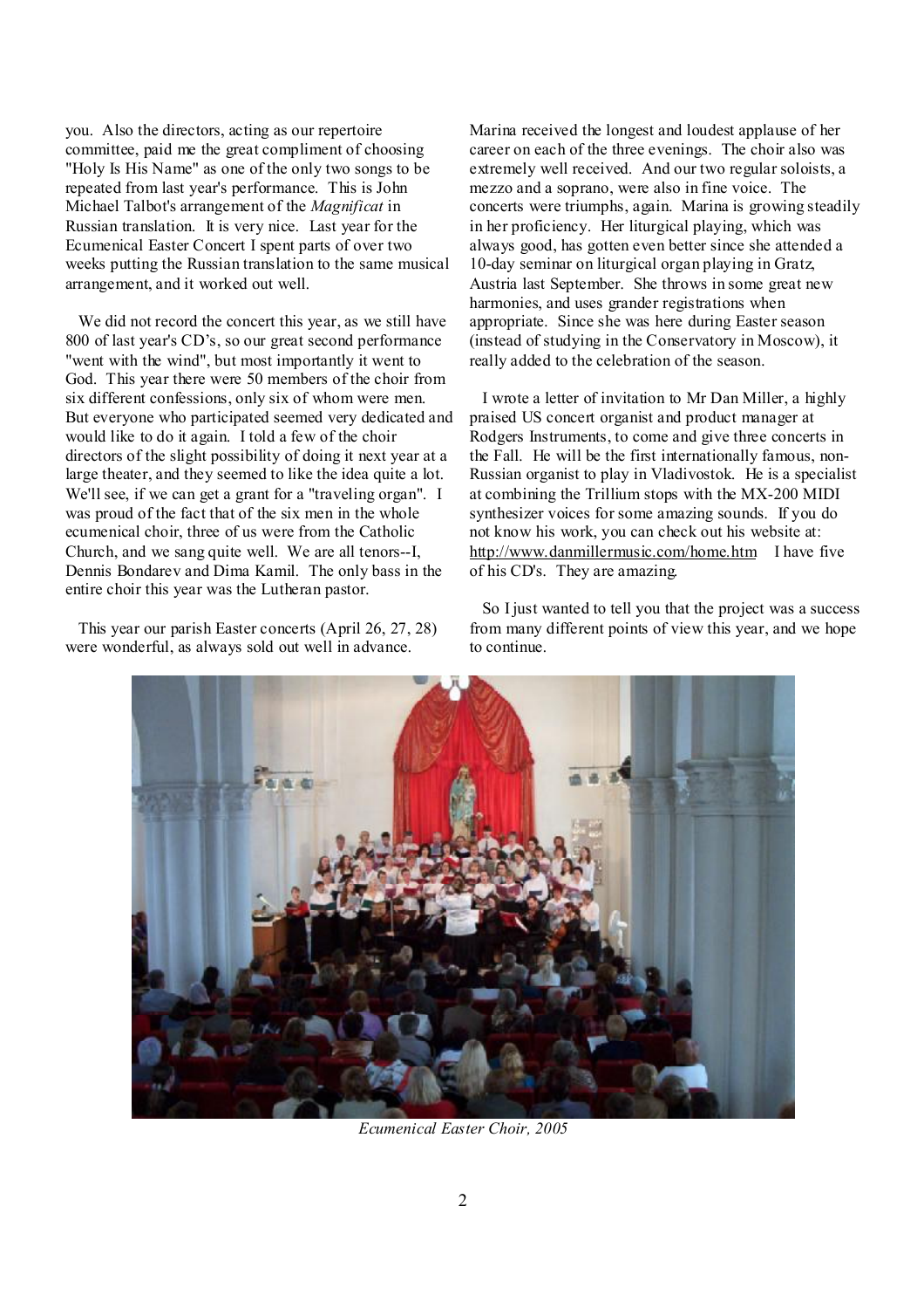you. Also the directors, acting as our repertoire committee, paid me the great compliment of choosing "Holy Is His Name" as one of the only two songs to be repeated from last year's performance. This is John Michael Talbot's arrangement of the *Magnificat* in Russian translation. It is very nice. Last year for the Ecumenical Easter Concert I spent parts of over two weeks putting the Russian translation to the same musical arrangement, and it worked out well.

We did not record the concert this year, as we still have 800 of last year's CD's, so our great second performance "went with the wind", but most importantly it went to God. This year there were 50 members of the choir from six different confessions, only six of whom were men. But everyone who participated seemed very dedicated and would like to do it again. I told a few of the choir directors of the slight possibility of doing it next year at a large theater, and they seemed to like the idea quite a lot. We'll see, if we can get a grant for a "traveling organ". I was proud of the fact that of the six men in the whole ecumenical choir, three of us were from the Catholic Church, and we sang quite well. We are all tenors--I, Dennis Bondarev and Dima Kamil. The only bass in the entire choir this year was the Lutheran pastor.

This year our parish Easter concerts (April 26, 27, 28) were wonderful, as always sold out well in advance. Marina received the longest and loudest applause of her career on each of the three evenings. The choir also was extremely well received. And our two regular soloists, a mezzo and a soprano, were also in fine voice. The concerts were triumphs, again. Marina is growing steadily in her proficiency. Her liturgical playing, which was always good, has gotten even better since she attended a 10-day seminar on liturgical organ playing in Gratz, Austria last September. She throws in some great new harmonies, and uses grander registrations when appropriate. Since she was here during Easter season (instead of studying in the Conservatory in Moscow), it really added to the celebration of the season.

I wrote a letter of invitation to Mr Dan Miller, a highly praised US concert organist and product manager at Rodgers Instruments, to come and give three concerts in the Fall. He will be the first internationally famous, non-Russian organist to play in Vladivostok. He is a specialist at combining the Trillium stops with the MX-200 MIDI synthesizer voices for some amazing sounds. If you do not know his work, you can check out his website at: http://www.danmillermusic.com/home.htm I have five of his CD's. They are amazing.

So I just wanted to tell you that the project was a success from many different points of view this year, and we hope to continue.

*Ecumenical Easter Choir, 2005*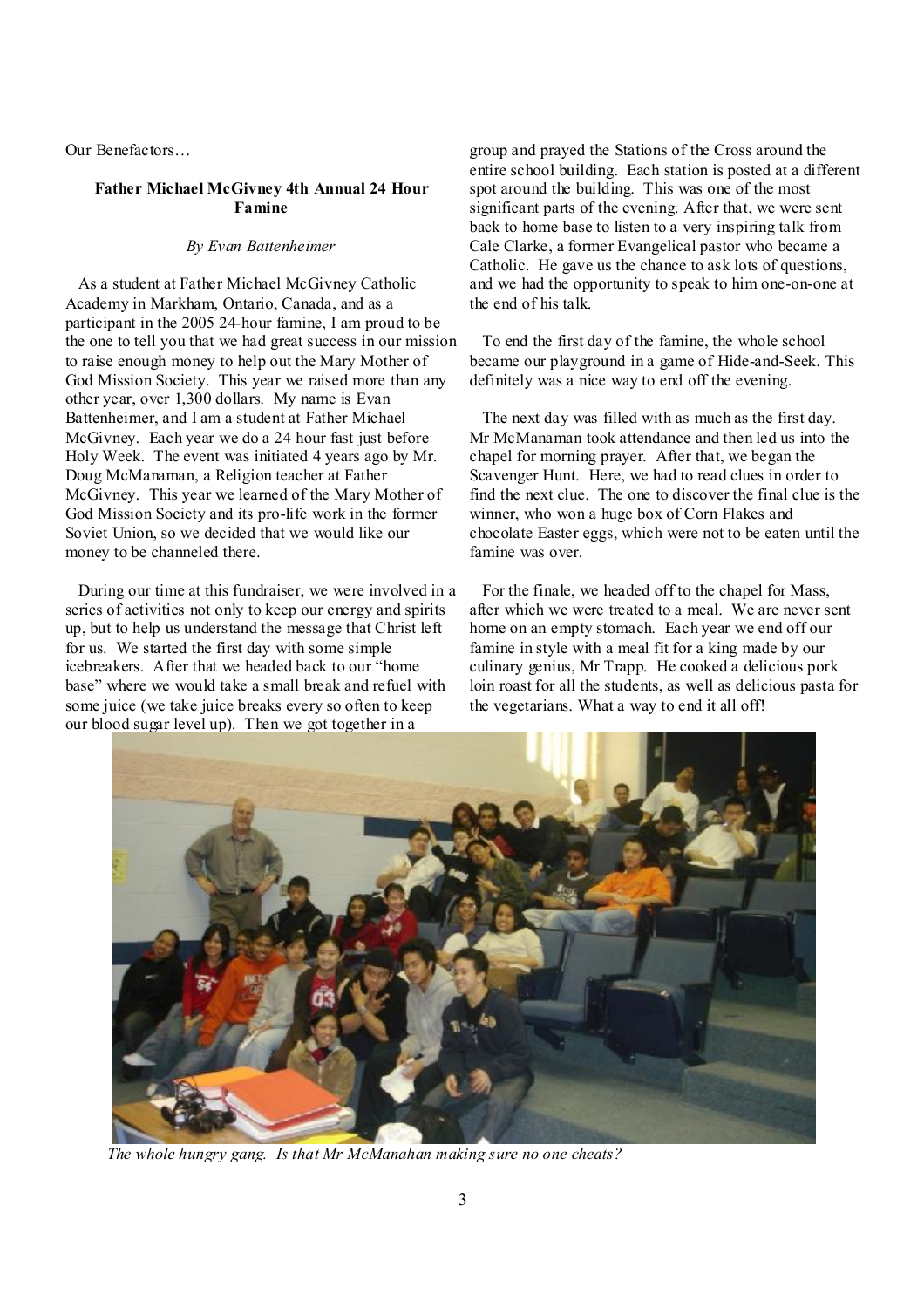Our Benefactors…

### Father Michael McGivney 4th Annual 24 Hour Famine

*By Evan Battenheimer*

As a student at Father Michael McGivney Catholic Academy in Markham, Ontario, Canada, and as a participant in the 2005 24-hour famine, I am proud to be the one to tell you that we had great success in our mission to raise enough money to help out the Mary Mother of God Mission Society. This year we raised more than any other year, over 1,300 dollars. My name is Evan Battenheimer, and I am a student at Father Michael McGivney. Each year we do a 24 hour fast just before Holy Week. The event was initiated 4 years ago by Mr. Doug McManaman, a Religion teacher at Father McGivney. This year we learned of the Mary Mother of God Mission Society and its pro-life work in the former Soviet Union, so we decided that we would like our money to be channeled there.

During our time at this fundraiser, we were involved in a series of activities not only to keep our energy and spirits up, but to help us understand the message that Christ left for us. We started the first day with some simple icebreakers. After that we headed back to our "home base" where we would take a small break and refuel with some juice (we take juice breaks every so often to keep our blood sugar level up). Then we got together in a group and prayed the Stations of the Cross around the entire school building. Each station is posted at a different spot around the building. This was one of the most significant parts of the evening. After that, we were sent back to home base to listen to a very inspiring talk from Cale Clarke, a former Evangelical pastor who became a Catholic. He gave us the chance to ask lots of questions, and we had the opportunity to speak to him one-on-one at the end of his talk.

To end the first day of the famine, the whole school became our playground in a game of Hide-and-Seek. This definitely was a nice way to end off the evening.

The next day was filled with as much as the first day. Mr McManaman took attendance and then led us into the chapel for morning prayer. After that, we began the Scavenger Hunt. Here, we had to read clues in order to find the next clue. The one to discover the final clue is the winner, who won a huge box of Corn Flakes and chocolate Easter eggs, which were not to be eaten until the famine was over.

For the finale, we headed off to the chapel for Mass, after which we were treated to a meal. We are never sent home on an empty stomach. Each year we end off our famine in style with a meal fit for a king made by our culinary genius, Mr Trapp. He cooked a delicious pork loin roast for all the students, as well as delicious pasta for the vegetarians. What a way to end it all off!

*The whole hungry gang. Is that Mr McManahan making sure no one cheats?*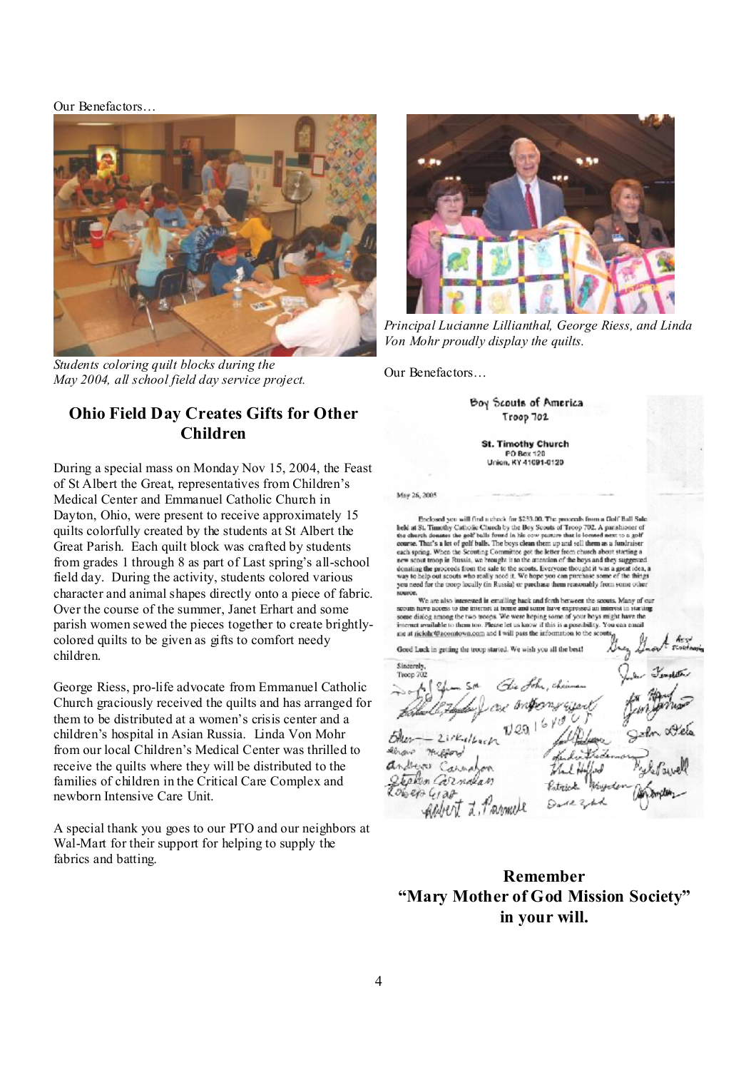Our Benefactors…

*Students coloring quilt blocks during the May 2004, all school field day service project.*

## Ohio Field Day Creates Gifts for Other Children

During a special mass on Monday Nov 15, 2004, the Feast of St Albert the Great, representatives from Children's Medical Center and Emmanuel Catholic Church in Dayton, Ohio, were present to receive approximately 15 quilts colorfully created by the students at St Albert the Great Parish. Each quilt block was crafted by students from grades 1 through 8 as part of Last spring's all-school field day. During the activity, students colored various character and animal shapes directly onto a piece of fabric. Over the course of the summer, Janet Erhart and some parish women sewed the pieces together to create brightly-colored quilts to be given as gifts to comfort needy children.

George Riess, pro-life advocate from Emmanuel Catholic Church graciously received the quilts and has arranged for them to be distributed at a women's crisis center and a children's hospital in Asian Russia. Linda Von Mohr from our local Children's Medical Center was thrilled to receive the quilts where they will be distributed to the families of children in the Critical Care Complex and newborn Intensive Care Unit.

A special thank you goes to our PTO and our neighbors at Wal-Mart for their support for helping to supply the fabrics and batting.

*Principal Lucianne Lillianthal, George Riess, and Linda Von Mohr proudly display the quilts.*

Our Benefactors…

Boy Scouts of America
Troop 702

**St. Timothy Church**
PO Box 120
Union, KY 41091-0120

May 26, 2005

Enclosed you will find a check for $233.00. The proceeds from a Golf Ball Sale held at St. Timothy Catholic Church by the Boy Scouts of Troop 702. A parishioner of the church donates the golf balls found in his cow pasture that is located next to a golf course. That's a lot of golf balls. The boys clean them up and sell them as a fundraiser each spring. When the Scouting Committee got the letter from church about starting a new scout troop in Russia, we brought it to the attention of the boys and they suggested donating the proceeds from the sale to the scouts. Everyone thought it was a great idea, a way to help out scouts who really need it. We hope you can purchase some of the things you need for the troop locally (in Russia) or purchase them reasonably from some other source.

We are also interested in emailing back and forth between the scouts. Many of our scouts have access to the internet at home and some have expressed an interest in starting some dialog among the two troops. We were hoping some of your boys might have the internet available to them too. Please let us know if this is a possibility. You can email me at rickslc@acomtown.com and I will pass the information to the scouts.

Good Luck in getting the troop started. We wish you all the best!

Sincerely,
Troop 702

[Signatures]

**Remember**
**"Mary Mother of God Mission Society"**
**in your will.**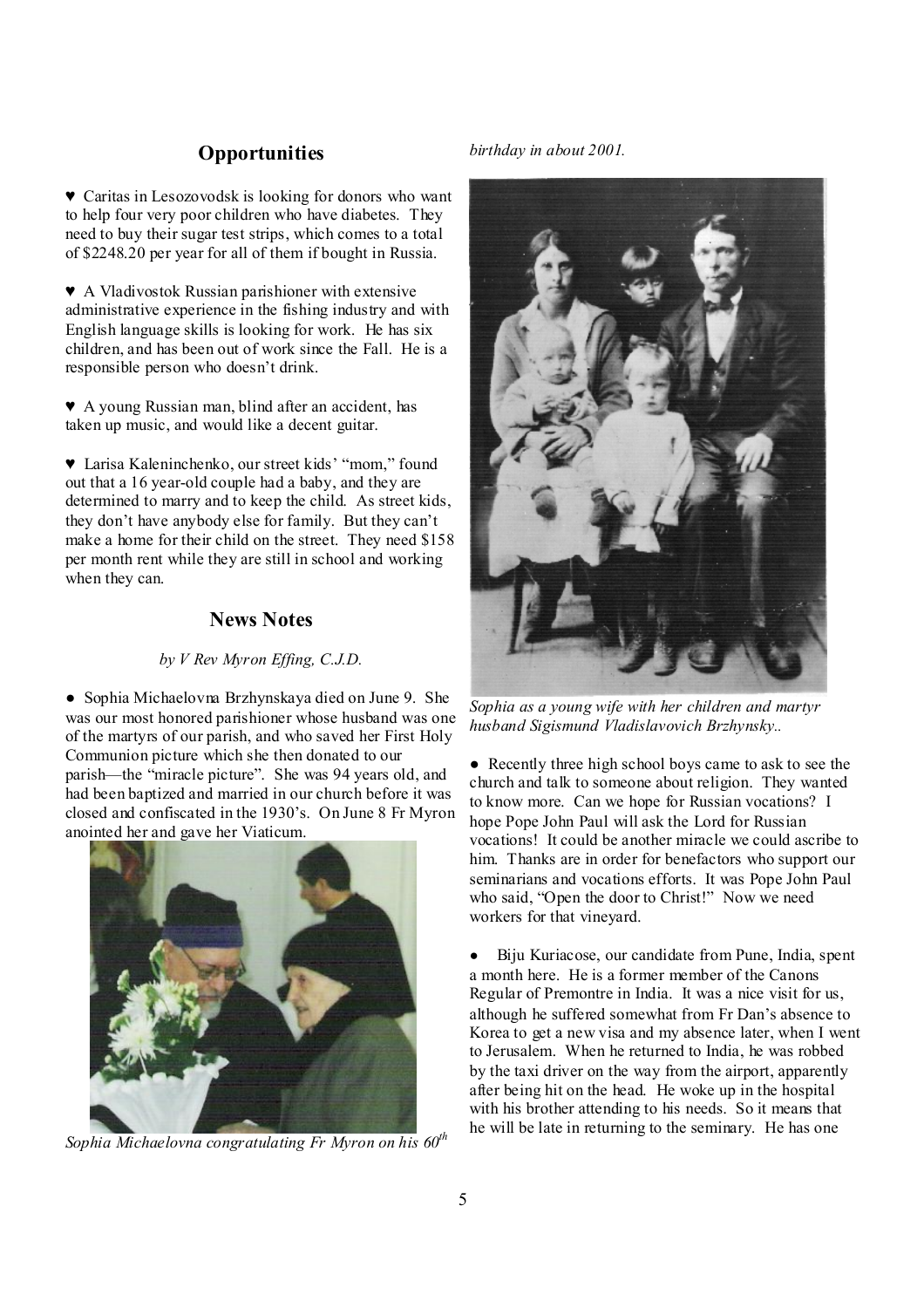## Opportunities

♥ Caritas in Lesozovodsk is looking for donors who want to help four very poor children who have diabetes. They need to buy their sugar test strips, which comes to a total of $2248.20 per year for all of them if bought in Russia.

♥ A Vladivostok Russian parishioner with extensive administrative experience in the fishing industry and with English language skills is looking for work. He has six children, and has been out of work since the Fall. He is a responsible person who doesn't drink.

♥ A young Russian man, blind after an accident, has taken up music, and would like a decent guitar.

♥ Larisa Kaleninchenko, our street kids' "mom," found out that a 16 year-old couple had a baby, and they are determined to marry and to keep the child. As street kids, they don't have anybody else for family. But they can't make a home for their child on the street. They need $158 per month rent while they are still in school and working when they can.

## News Notes

*by V Rev Myron Effing, C.J.D.*

● Sophia Michaelovna Brzhynskaya died on June 9. She was our most honored parishioner whose husband was one of the martyrs of our parish, and who saved her First Holy Communion picture which she then donated to our parish—the "miracle picture". She was 94 years old, and had been baptized and married in our church before it was closed and confiscated in the 1930's. On June 8 Fr Myron anointed her and gave her Viaticum.

*Sophia Michaelovna congratulating Fr Myron on his 60th birthday in about 2001.*

*Sophia as a young wife with her children and martyr husband Sigismund Vladislavovich Brzhynsky..*

● Recently three high school boys came to ask to see the church and talk to someone about religion. They wanted to know more. Can we hope for Russian vocations? I hope Pope John Paul will ask the Lord for Russian vocations! It could be another miracle we could ascribe to him. Thanks are in order for benefactors who support our seminarians and vocations efforts. It was Pope John Paul who said, "Open the door to Christ!" Now we need workers for that vineyard.

● Biju Kuriacose, our candidate from Pune, India, spent a month here. He is a former member of the Canons Regular of Premontre in India. It was a nice visit for us, although he suffered somewhat from Fr Dan's absence to Korea to get a new visa and my absence later, when I went to Jerusalem. When he returned to India, he was robbed by the taxi driver on the way from the airport, apparently after being hit on the head. He woke up in the hospital with his brother attending to his needs. So it means that he will be late in returning to the seminary. He has one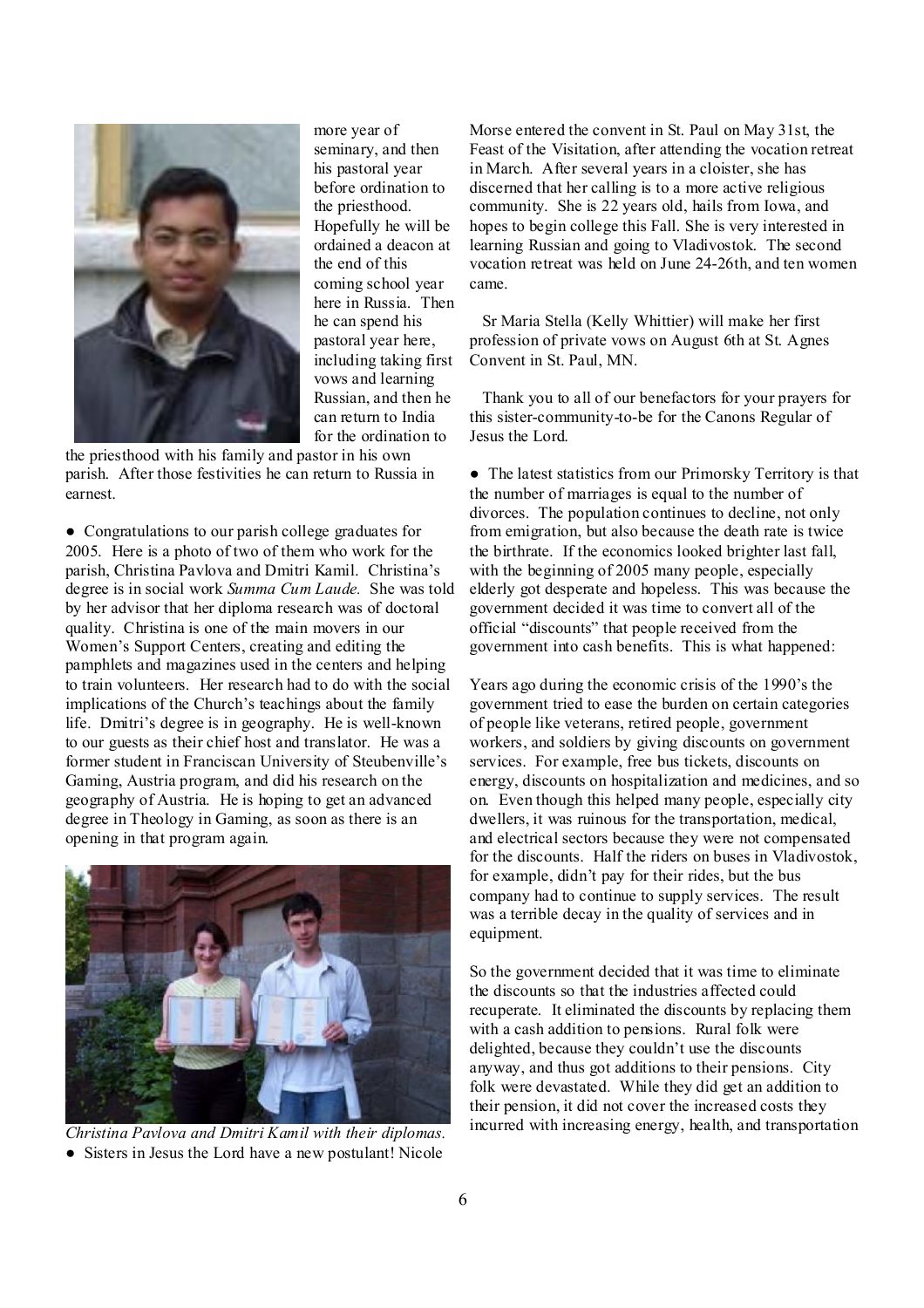more year of seminary, and then his pastoral year before ordination to the priesthood. Hopefully he will be ordained a deacon at the end of this coming school year here in Russia. Then he can spend his pastoral year here, including taking first vows and learning Russian, and then he can return to India for the ordination to the priesthood with his family and pastor in his own parish. After those festivities he can return to Russia in earnest.

● Congratulations to our parish college graduates for 2005. Here is a photo of two of them who work for the parish, Christina Pavlova and Dmitri Kamil. Christina's degree is in social work *Summa Cum Laude.* She was told by her advisor that her diploma research was of doctoral quality. Christina is one of the main movers in our Women's Support Centers, creating and editing the pamphlets and magazines used in the centers and helping to train volunteers. Her research had to do with the social implications of the Church's teachings about the family life. Dmitri's degree is in geography. He is well-known to our guests as their chief host and translator. He was a former student in Franciscan University of Steubenville's Gaming, Austria program, and did his research on the geography of Austria. He is hoping to get an advanced degree in Theology in Gaming, as soon as there is an opening in that program again.

*Christina Pavlova and Dmitri Kamil with their diplomas.*

● Sisters in Jesus the Lord have a new postulant! Nicole Morse entered the convent in St. Paul on May 31st, the Feast of the Visitation, after attending the vocation retreat in March. After several years in a cloister, she has discerned that her calling is to a more active religious community. She is 22 years old, hails from Iowa, and hopes to begin college this Fall. She is very interested in learning Russian and going to Vladivostok. The second vocation retreat was held on June 24-26th, and ten women came.

Sr Maria Stella (Kelly Whittier) will make her first profession of private vows on August 6th at St. Agnes Convent in St. Paul, MN.

Thank you to all of our benefactors for your prayers for this sister-community-to-be for the Canons Regular of Jesus the Lord.

● The latest statistics from our Primorsky Territory is that the number of marriages is equal to the number of divorces. The population continues to decline, not only from emigration, but also because the death rate is twice the birthrate. If the economics looked brighter last fall, with the beginning of 2005 many people, especially elderly got desperate and hopeless. This was because the government decided it was time to convert all of the official "discounts" that people received from the government into cash benefits. This is what happened:

Years ago during the economic crisis of the 1990's the government tried to ease the burden on certain categories of people like veterans, retired people, government workers, and soldiers by giving discounts on government services. For example, free bus tickets, discounts on energy, discounts on hospitalization and medicines, and so on. Even though this helped many people, especially city dwellers, it was ruinous for the transportation, medical, and electrical sectors because they were not compensated for the discounts. Half the riders on buses in Vladivostok, for example, didn't pay for their rides, but the bus company had to continue to supply services. The result was a terrible decay in the quality of services and in equipment.

So the government decided that it was time to eliminate the discounts so that the industries affected could recuperate. It eliminated the discounts by replacing them with a cash addition to pensions. Rural folk were delighted, because they couldn't use the discounts anyway, and thus got additions to their pensions. City folk were devastated. While they did get an addition to their pension, it did not cover the increased costs they incurred with increasing energy, health, and transportation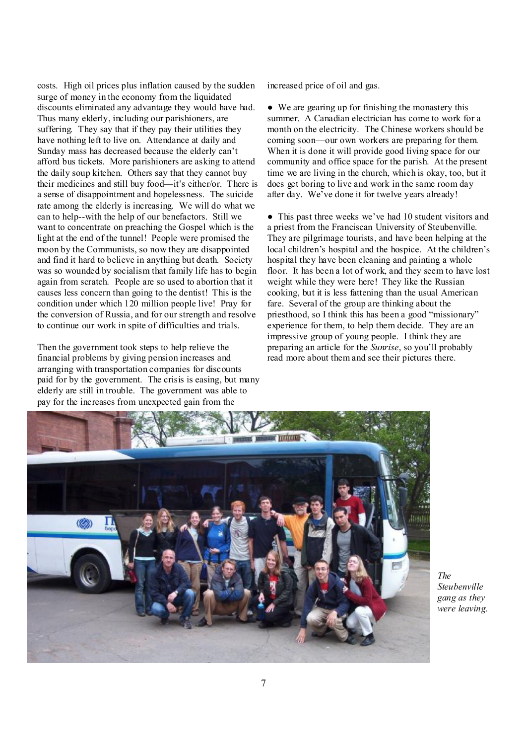costs. High oil prices plus inflation caused by the sudden surge of money in the economy from the liquidated discounts eliminated any advantage they would have had. Thus many elderly, including our parishioners, are suffering. They say that if they pay their utilities they have nothing left to live on. Attendance at daily and Sunday mass has decreased because the elderly can't afford bus tickets. More parishioners are asking to attend the daily soup kitchen. Others say that they cannot buy their medicines and still buy food—it's either/or. There is a sense of disappointment and hopelessness. The suicide rate among the elderly is increasing. We will do what we can to help--with the help of our benefactors. Still we want to concentrate on preaching the Gospel which is the light at the end of the tunnel! People were promised the moon by the Communists, so now they are disappointed and find it hard to believe in anything but death. Society was so wounded by socialism that family life has to begin again from scratch. People are so used to abortion that it causes less concern than going to the dentist! This is the condition under which 120 million people live! Pray for the conversion of Russia, and for our strength and resolve to continue our work in spite of difficulties and trials.

Then the government took steps to help relieve the financial problems by giving pension increases and arranging with transportation companies for discounts paid for by the government. The crisis is easing, but many elderly are still in trouble. The government was able to pay for the increases from unexpected gain from the increased price of oil and gas.

● We are gearing up for finishing the monastery this summer. A Canadian electrician has come to work for a month on the electricity. The Chinese workers should be coming soon—our own workers are preparing for them. When it is done it will provide good living space for our community and office space for the parish. At the present time we are living in the church, which is okay, too, but it does get boring to live and work in the same room day after day. We've done it for twelve years already!

● This past three weeks we've had 10 student visitors and a priest from the Franciscan University of Steubenville. They are pilgrimage tourists, and have been helping at the local children's hospital and the hospice. At the children's hospital they have been cleaning and painting a whole floor. It has been a lot of work, and they seem to have lost weight while they were here! They like the Russian cooking, but it is less fattening than the usual American fare. Several of the group are thinking about the priesthood, so I think this has been a good "missionary" experience for them, to help them decide. They are an impressive group of young people. I think they are preparing an article for the *Sunrise*, so you'll probably read more about them and see their pictures there.

*The Steubenville gang as they were leaving.*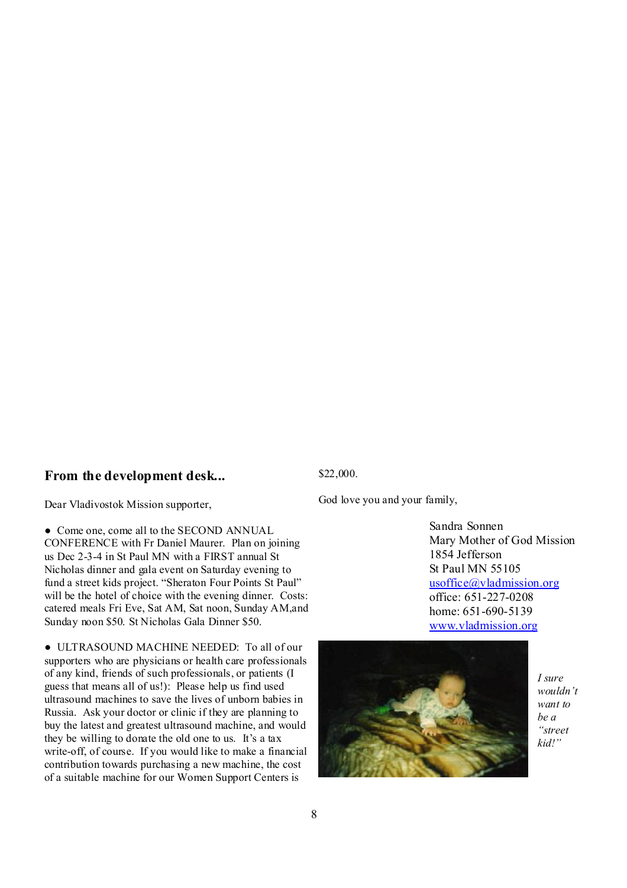## From the development desk...

Dear Vladivostok Mission supporter,

● Come one, come all to the SECOND ANNUAL CONFERENCE with Fr Daniel Maurer. Plan on joining us Dec 2-3-4 in St Paul MN with a FIRST annual St Nicholas dinner and gala event on Saturday evening to fund a street kids project. "Sheraton Four Points St Paul" will be the hotel of choice with the evening dinner. Costs: catered meals Fri Eve, Sat AM, Sat noon, Sunday AM,and Sunday noon $50. St Nicholas Gala Dinner $50.

● ULTRASOUND MACHINE NEEDED: To all of our supporters who are physicians or health care professionals of any kind, friends of such professionals, or patients (I guess that means all of us!): Please help us find used ultrasound machines to save the lives of unborn babies in Russia. Ask your doctor or clinic if they are planning to buy the latest and greatest ultrasound machine, and would they be willing to donate the old one to us. It's a tax write-off, of course. If you would like to make a financial contribution towards purchasing a new machine, the cost of a suitable machine for our Women Support Centers is $22,000.

God love you and your family,

Sandra Sonnen
Mary Mother of God Mission
1854 Jefferson
St Paul MN 55105
usoffice@vladmission.org
office: 651-227-0208
home: 651-690-5139
www.vladmission.org

*I sure wouldn't want to be a "street kid!"*